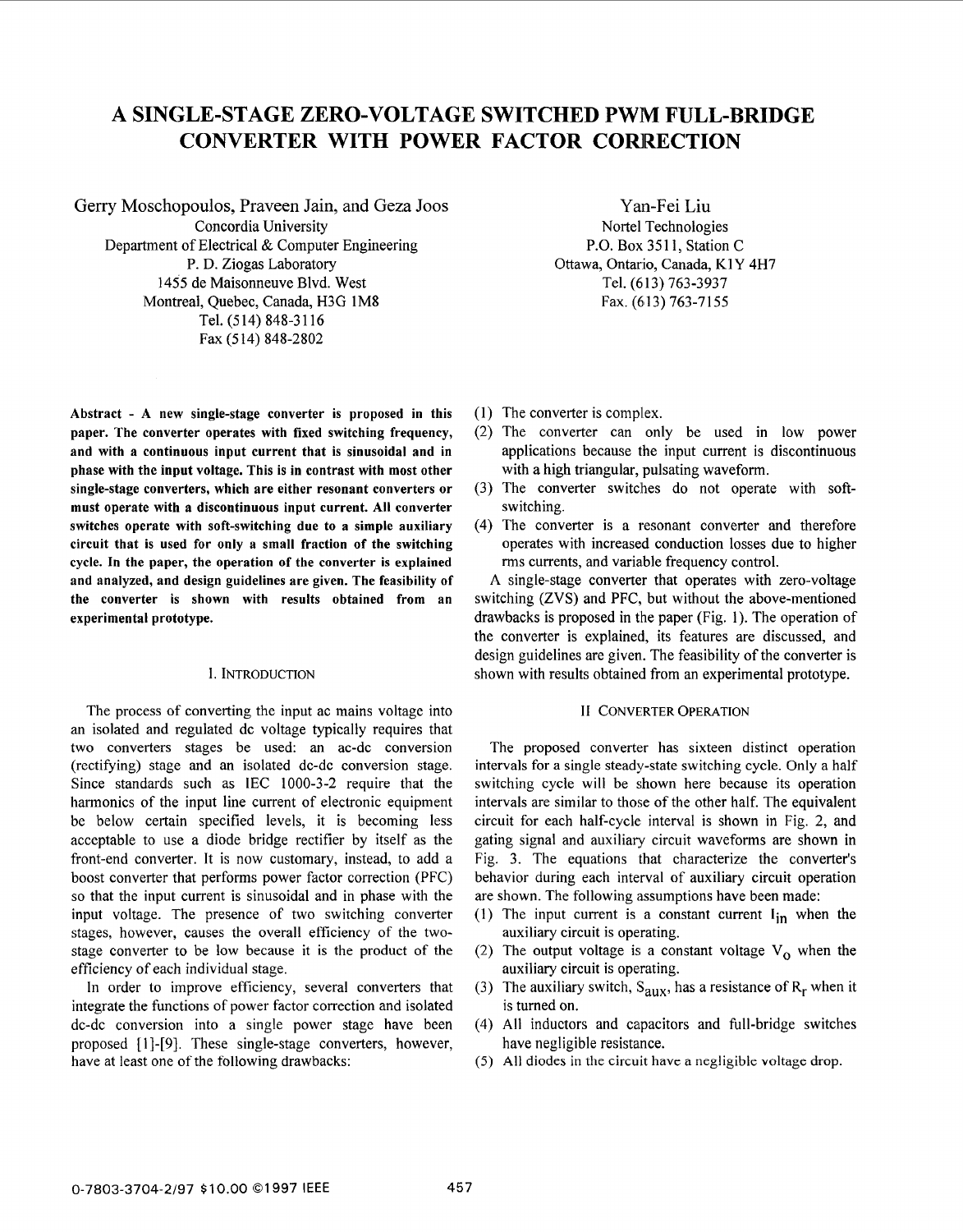# A SINGLE-STAGE ZERO-VOLTAGE SWITCHED PWM FULL-BRIDGE CONVERTER WITH POWER FACTOR CORRECTION

Gerry Moschopoulos, Praveen Jain, and Geza Joos
Concordia University
Department of Electrical & Computer Engineering
P. D. Ziogas Laboratory
1455 de Maisonneuve Blvd. West
Montreal, Quebec, Canada, H3G 1M8
Tel. (514) 848-3116
Fax (514) 848-2802

Yan-Fei Liu
Nortel Technologies
P.O. Box 3511, Station C
Ottawa, Ontario, Canada, K1Y 4H7
Tel. (613) 763-3937
Fax. (613) 763-7155

**Abstract - A new single-stage converter is proposed in this paper. The converter operates with fixed switching frequency, and with a continuous input current that is sinusoidal and in phase with the input voltage. This is in contrast with most other single-stage converters, which are either resonant converters or must operate with a discontinuous input current. All converter switches operate with soft-switching due to a simple auxiliary circuit that is used for only a small fraction of the switching cycle. In the paper, the operation of the converter is explained and analyzed, and design guidelines are given. The feasibility of the converter is shown with results obtained from an experimental prototype.**

## I. INTRODUCTION

The process of converting the input ac mains voltage into an isolated and regulated dc voltage typically requires that two converters stages be used: an ac-dc conversion (rectifying) stage and an isolated dc-dc conversion stage. Since standards such as IEC 1000-3-2 require that the harmonics of the input line current of electronic equipment be below certain specified levels, it is becoming less acceptable to use a diode bridge rectifier by itself as the front-end converter. It is now customary, instead, to add a boost converter that performs power factor correction (PFC) so that the input current is sinusoidal and in phase with the input voltage. The presence of two switching converter stages, however, causes the overall efficiency of the two-stage converter to be low because it is the product of the efficiency of each individual stage.

In order to improve efficiency, several converters that integrate the functions of power factor correction and isolated dc-dc conversion into a single power stage have been proposed [1]-[9]. These single-stage converters, however, have at least one of the following drawbacks:

(1) The converter is complex.
(2) The converter can only be used in low power applications because the input current is discontinuous with a high triangular, pulsating waveform.
(3) The converter switches do not operate with soft-switching.
(4) The converter is a resonant converter and therefore operates with increased conduction losses due to higher rms currents, and variable frequency control.

A single-stage converter that operates with zero-voltage switching (ZVS) and PFC, but without the above-mentioned drawbacks is proposed in the paper (Fig. 1). The operation of the converter is explained, its features are discussed, and design guidelines are given. The feasibility of the converter is shown with results obtained from an experimental prototype.

## II CONVERTER OPERATION

The proposed converter has sixteen distinct operation intervals for a single steady-state switching cycle. Only a half switching cycle will be shown here because its operation intervals are similar to those of the other half. The equivalent circuit for each half-cycle interval is shown in Fig. 2, and gating signal and auxiliary circuit waveforms are shown in Fig. 3. The equations that characterize the converter's behavior during each interval of auxiliary circuit operation are shown. The following assumptions have been made:

(1) The input current is a constant current $I_{in}$ when the auxiliary circuit is operating.
(2) The output voltage is a constant voltage $V_o$ when the auxiliary circuit is operating.
(3) The auxiliary switch, $S_{aux}$, has a resistance of $R_r$ when it is turned on.
(4) All inductors and capacitors and full-bridge switches have negligible resistance.
(5) All diodes in the circuit have a negligible voltage drop.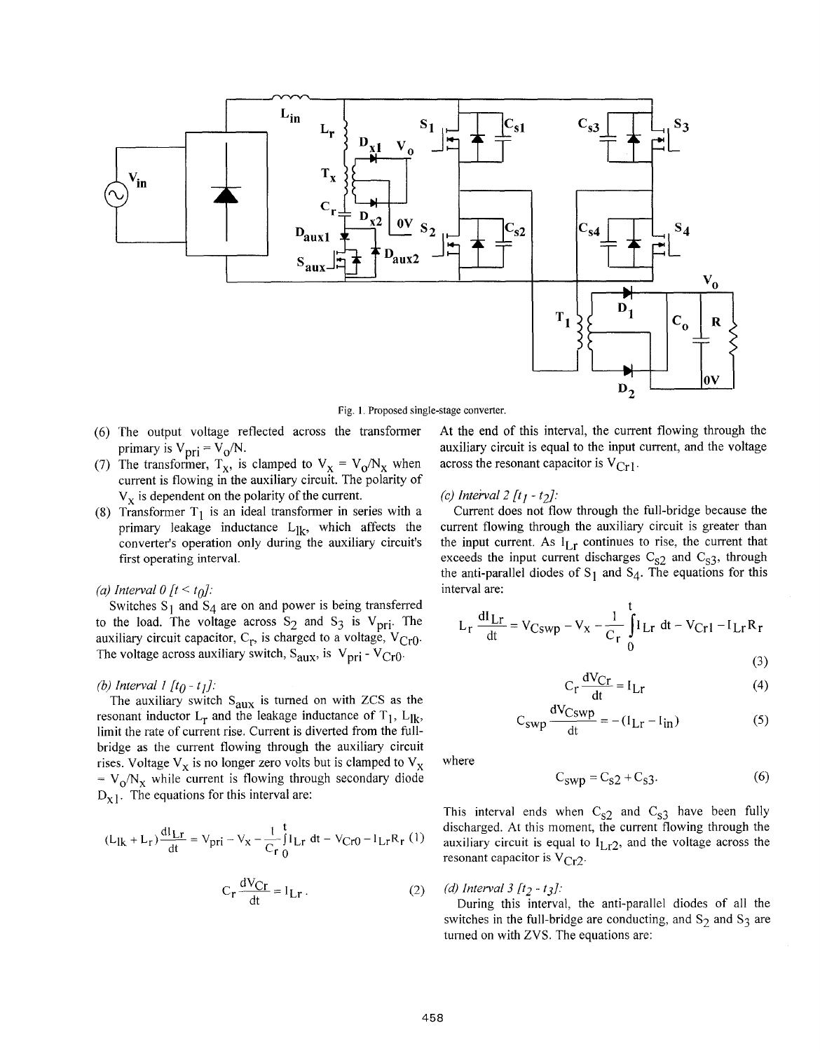Fig. 1. Proposed single-stage converter.

(6) The output voltage reflected across the transformer primary is $V_{pri} = V_o/N$.

(7) The transformer, $T_x$, is clamped to $V_x = V_o/N_x$ when current is flowing in the auxiliary circuit. The polarity of $V_x$ is dependent on the polarity of the current.

(8) Transformer $T_1$ is an ideal transformer in series with a primary leakage inductance $L_{lk}$, which affects the converter's operation only during the auxiliary circuit's first operating interval.

*(a) Interval 0 [$t < t_0$]:*

Switches $S_1$ and $S_4$ are on and power is being transferred to the load. The voltage across $S_2$ and $S_3$ is $V_{pri}$. The auxiliary circuit capacitor, $C_r$, is charged to a voltage, $V_{Cr0}$. The voltage across auxiliary switch, $S_{aux}$, is $V_{pri} - V_{Cr0}$.

*(b) Interval 1 [$t_0 - t_1$]:*

The auxiliary switch $S_{aux}$ is turned on with ZCS as the resonant inductor $L_r$ and the leakage inductance of $T_1$, $L_{lk}$, limit the rate of current rise. Current is diverted from the full-bridge as the current flowing through the auxiliary circuit rises. Voltage $V_x$ is no longer zero volts but is clamped to $V_x = V_o/N_x$ while current is flowing through secondary diode $D_{x1}$. The equations for this interval are:

$$(L_{lk} + L_r)\frac{dI_{Lr}}{dt} = V_{pri} - V_x - \frac{1}{C_r}\int_0^t I_{Lr}\, dt - V_{Cr0} - I_{Lr}R_r \quad (1)$$

$$C_r \frac{dV_{Cr}}{dt} = I_{Lr}. \quad (2)$$

At the end of this interval, the current flowing through the auxiliary circuit is equal to the input current, and the voltage across the resonant capacitor is $V_{Cr1}$.

*(c) Interval 2 [$t_1 - t_2$]:*

Current does not flow through the full-bridge because the current flowing through the auxiliary circuit is greater than the input current. As $I_{Lr}$ continues to rise, the current that exceeds the input current discharges $C_{S2}$ and $C_{S3}$, through the anti-parallel diodes of $S_1$ and $S_4$. The equations for this interval are:

$$L_r \frac{dI_{Lr}}{dt} = V_{Cswp} - V_x - \frac{1}{C_r}\int_0^t I_{Lr}\, dt - V_{Cr1} - I_{Lr}R_r \quad (3)$$

$$C_r \frac{dV_{Cr}}{dt} = I_{Lr} \quad (4)$$

$$C_{swp} \frac{dV_{Cswp}}{dt} = -(I_{Lr} - I_{in}) \quad (5)$$

where

$$C_{swp} = C_{S2} + C_{S3}. \quad (6)$$

This interval ends when $C_{S2}$ and $C_{S3}$ have been fully discharged. At this moment, the current flowing through the auxiliary circuit is equal to $I_{Lr2}$, and the voltage across the resonant capacitor is $V_{Cr2}$.

*(d) Interval 3 [$t_2 - t_3$]:*

During this interval, the anti-parallel diodes of all the switches in the full-bridge are conducting, and $S_2$ and $S_3$ are turned on with ZVS. The equations are: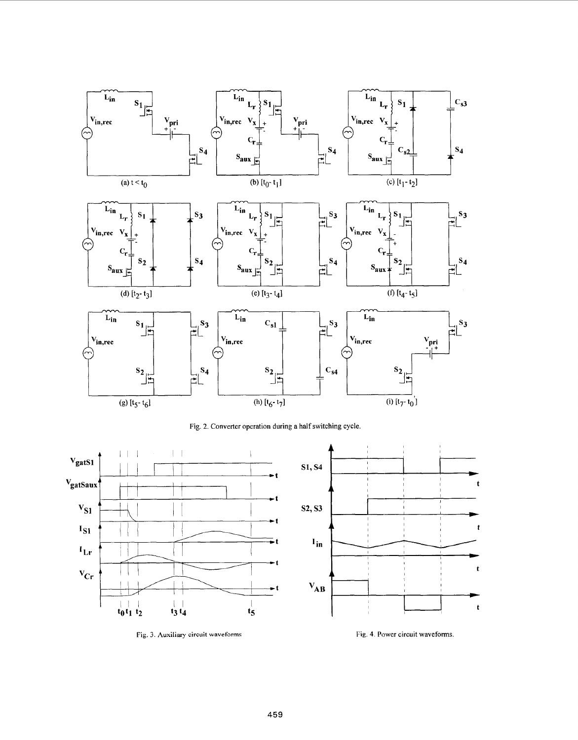Fig. 2. Converter operation during a half switching cycle.

Fig. 3. Auxiliary circuit waveforms

Fig. 4. Power circuit waveforms.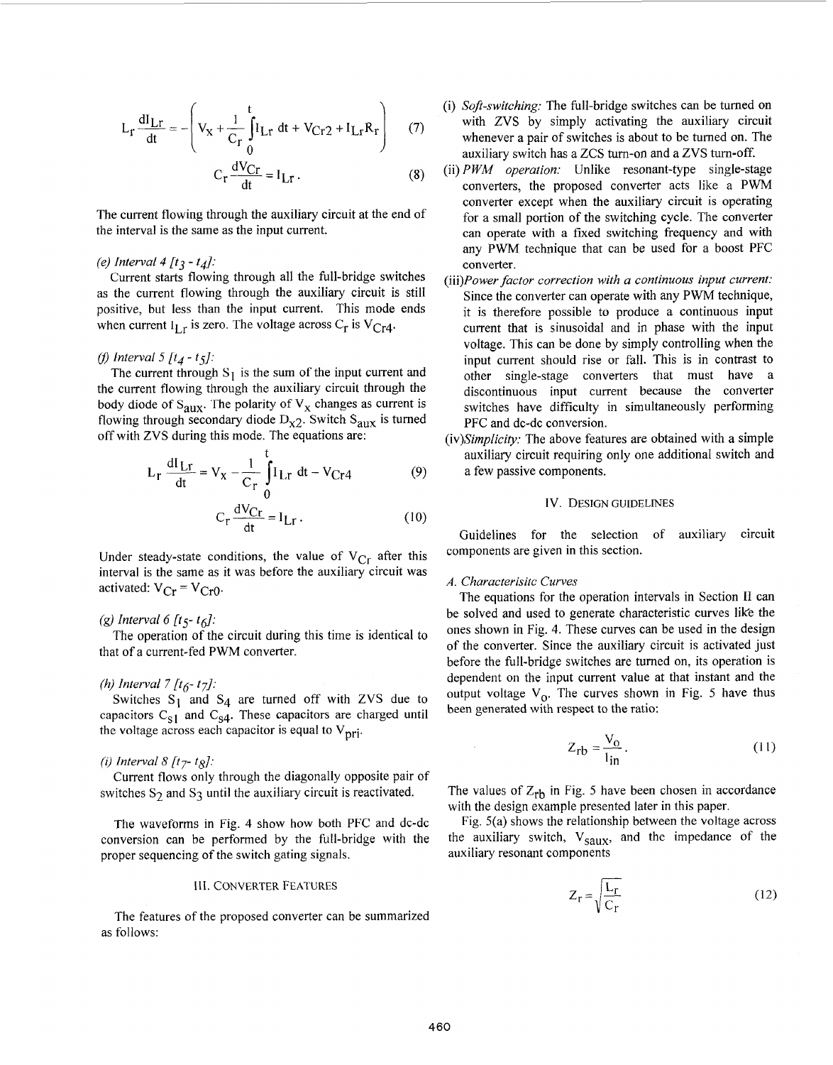$$L_r \frac{dI_{Lr}}{dt} = -\left( V_X + \frac{1}{C_r}\int_0^t I_{Lr}\, dt + V_{Cr2} + I_{Lr}R_r \right) \qquad (7)$$

$$C_r \frac{dV_{Cr}}{dt} = I_{Lr}. \qquad (8)$$

The current flowing through the auxiliary circuit at the end of the interval is the same as the input current.

*(e) Interval 4 [$t_3$ - $t_4$]:*

Current starts flowing through all the full-bridge switches as the current flowing through the auxiliary circuit is still positive, but less than the input current. This mode ends when current $I_{Lr}$ is zero. The voltage across $C_r$ is $V_{Cr4}$.

*(f) Interval 5 [$t_4$ - $t_5$]:*

The current through $S_1$ is the sum of the input current and the current flowing through the auxiliary circuit through the body diode of $S_{aux}$. The polarity of $V_X$ changes as current is flowing through secondary diode $D_{X2}$. Switch $S_{aux}$ is turned off with ZVS during this mode. The equations are:

$$L_r \frac{dI_{Lr}}{dt} = V_X - \frac{1}{C_r}\int_0^t I_{Lr}\, dt - V_{Cr4} \qquad (9)$$

$$C_r \frac{dV_{Cr}}{dt} = I_{Lr}. \qquad (10)$$

Under steady-state conditions, the value of $V_{Cr}$ after this interval is the same as it was before the auxiliary circuit was activated: $V_{Cr} = V_{Cr0}$.

*(g) Interval 6 [$t_5$- $t_6$]:*

The operation of the circuit during this time is identical to that of a current-fed PWM converter.

*(h) Interval 7 [$t_6$- $t_7$]:*

Switches $S_1$ and $S_4$ are turned off with ZVS due to capacitors $C_{s1}$ and $C_{s4}$. These capacitors are charged until the voltage across each capacitor is equal to $V_{pri}$.

*(i) Interval 8 [$t_7$- $t_8$]:*

Current flows only through the diagonally opposite pair of switches $S_2$ and $S_3$ until the auxiliary circuit is reactivated.

The waveforms in Fig. 4 show how both PFC and dc-dc conversion can be performed by the full-bridge with the proper sequencing of the switch gating signals.

## III. CONVERTER FEATURES

The features of the proposed converter can be summarized as follows:

(i) *Soft-switching:* The full-bridge switches can be turned on with ZVS by simply activating the auxiliary circuit whenever a pair of switches is about to be turned on. The auxiliary switch has a ZCS turn-on and a ZVS turn-off.

(ii) *PWM operation:* Unlike resonant-type single-stage converters, the proposed converter acts like a PWM converter except when the auxiliary circuit is operating for a small portion of the switching cycle. The converter can operate with a fixed switching frequency and with any PWM technique that can be used for a boost PFC converter.

(iii) *Power factor correction with a continuous input current:* Since the converter can operate with any PWM technique, it is therefore possible to produce a continuous input current that is sinusoidal and in phase with the input voltage. This can be done by simply controlling when the input current should rise or fall. This is in contrast to other single-stage converters that must have a discontinuous input current because the converter switches have difficulty in simultaneously performing PFC and dc-dc conversion.

(iv) *Simplicity:* The above features are obtained with a simple auxiliary circuit requiring only one additional switch and a few passive components.

## IV. DESIGN GUIDELINES

Guidelines for the selection of auxiliary circuit components are given in this section.

### *A. Characterisitc Curves*

The equations for the operation intervals in Section II can be solved and used to generate characteristic curves like the ones shown in Fig. 4. These curves can be used in the design of the converter. Since the auxiliary circuit is activated just before the full-bridge switches are turned on, its operation is dependent on the input current value at that instant and the output voltage $V_o$. The curves shown in Fig. 5 have thus been generated with respect to the ratio:

$$Z_{rb} = \frac{V_o}{I_{in}}. \qquad (11)$$

The values of $Z_{rb}$ in Fig. 5 have been chosen in accordance with the design example presented later in this paper.

Fig. 5(a) shows the relationship between the voltage across the auxiliary switch, $V_{saux}$, and the impedance of the auxiliary resonant components

$$Z_r = \sqrt{\frac{L_r}{C_r}} \qquad (12)$$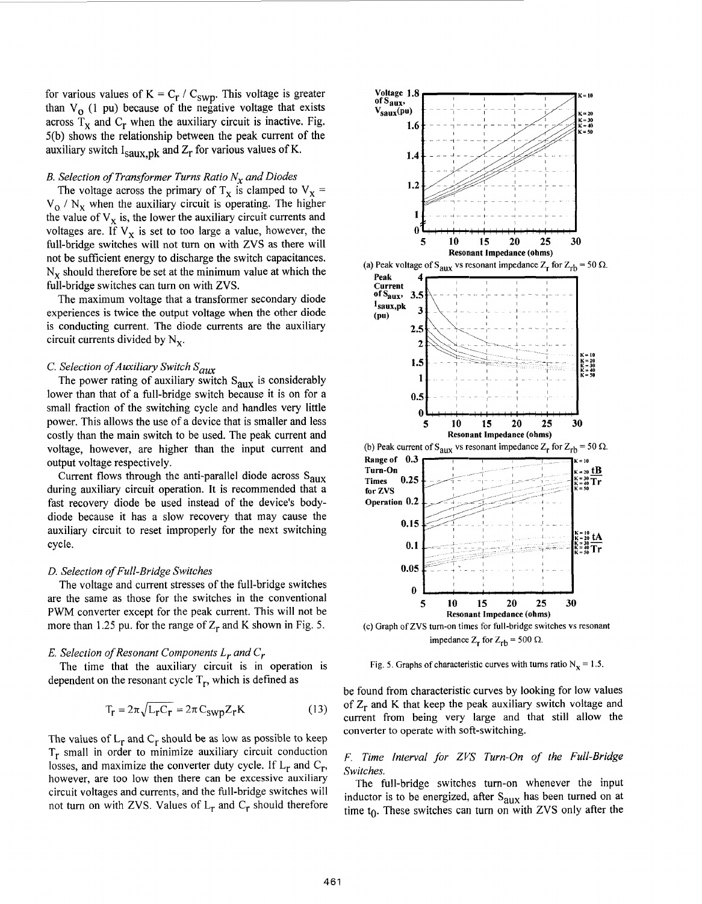for various values of $K = C_r / C_{swp}$. This voltage is greater than $V_o$ (1 pu) because of the negative voltage that exists across $T_x$ and $C_r$ when the auxiliary circuit is inactive. Fig. 5(b) shows the relationship between the peak current of the auxiliary switch $I_{saux,pk}$ and $Z_r$ for various values of K.

### B. Selection of Transformer Turns Ratio $N_x$ and Diodes

The voltage across the primary of $T_x$ is clamped to $V_x = V_o / N_x$ when the auxiliary circuit is operating. The higher the value of $V_x$ is, the lower the auxiliary circuit currents and voltages are. If $V_x$ is set to too large a value, however, the full-bridge switches will not turn on with ZVS as there will not be sufficient energy to discharge the switch capacitances. $N_x$ should therefore be set at the minimum value at which the full-bridge switches can turn on with ZVS.

The maximum voltage that a transformer secondary diode experiences is twice the output voltage when the other diode is conducting current. The diode currents are the auxiliary circuit currents divided by $N_x$.

### C. Selection of Auxiliary Switch $S_{aux}$

The power rating of auxiliary switch $S_{aux}$ is considerably lower than that of a full-bridge switch because it is on for a small fraction of the switching cycle and handles very little power. This allows the use of a device that is smaller and less costly than the main switch to be used. The peak current and voltage, however, are higher than the input current and output voltage respectively.

Current flows through the anti-parallel diode across $S_{aux}$ during auxiliary circuit operation. It is recommended that a fast recovery diode be used instead of the device's body-diode because it has a slow recovery that may cause the auxiliary circuit to reset improperly for the next switching cycle.

### D. Selection of Full-Bridge Switches

The voltage and current stresses of the full-bridge switches are the same as those for the switches in the conventional PWM converter except for the peak current. This will not be more than 1.25 pu. for the range of $Z_r$ and K shown in Fig. 5.

### E. Selection of Resonant Components $L_r$ and $C_r$

The time that the auxiliary circuit is in operation is dependent on the resonant cycle $T_r$, which is defined as

$$T_r = 2\pi\sqrt{L_r C_r} = 2\pi C_{swp} Z_r K \tag{13}$$

The values of $L_r$ and $C_r$ should be as low as possible to keep $T_r$ small in order to minimize auxiliary circuit conduction losses, and maximize the converter duty cycle. If $L_r$ and $C_r$, however, are too low then there can be excessive auxiliary circuit voltages and currents, and the full-bridge switches will not turn on with ZVS. Values of $L_r$ and $C_r$ should therefore be found from characteristic curves by looking for low values of $Z_r$ and K that keep the peak auxiliary switch voltage and current from being very large and that still allow the converter to operate with soft-switching.

(a) Peak voltage of $S_{aux}$ vs resonant impedance $Z_r$ for $Z_{rb} = 50\ \Omega$.

(b) Peak current of $S_{aux}$ vs resonant impedance $Z_r$ for $Z_{rb} = 50\ \Omega$.

(c) Graph of ZVS turn-on times for full-bridge switches vs resonant impedance $Z_r$ for $Z_{rb} = 500\ \Omega$.

Fig. 5. Graphs of characteristic curves with turns ratio $N_x = 1.5$.

### F. Time Interval for ZVS Turn-On of the Full-Bridge Switches.

The full-bridge switches turn-on whenever the input inductor is to be energized, after $S_{aux}$ has been turned on at time $t_0$. These switches can turn on with ZVS only after the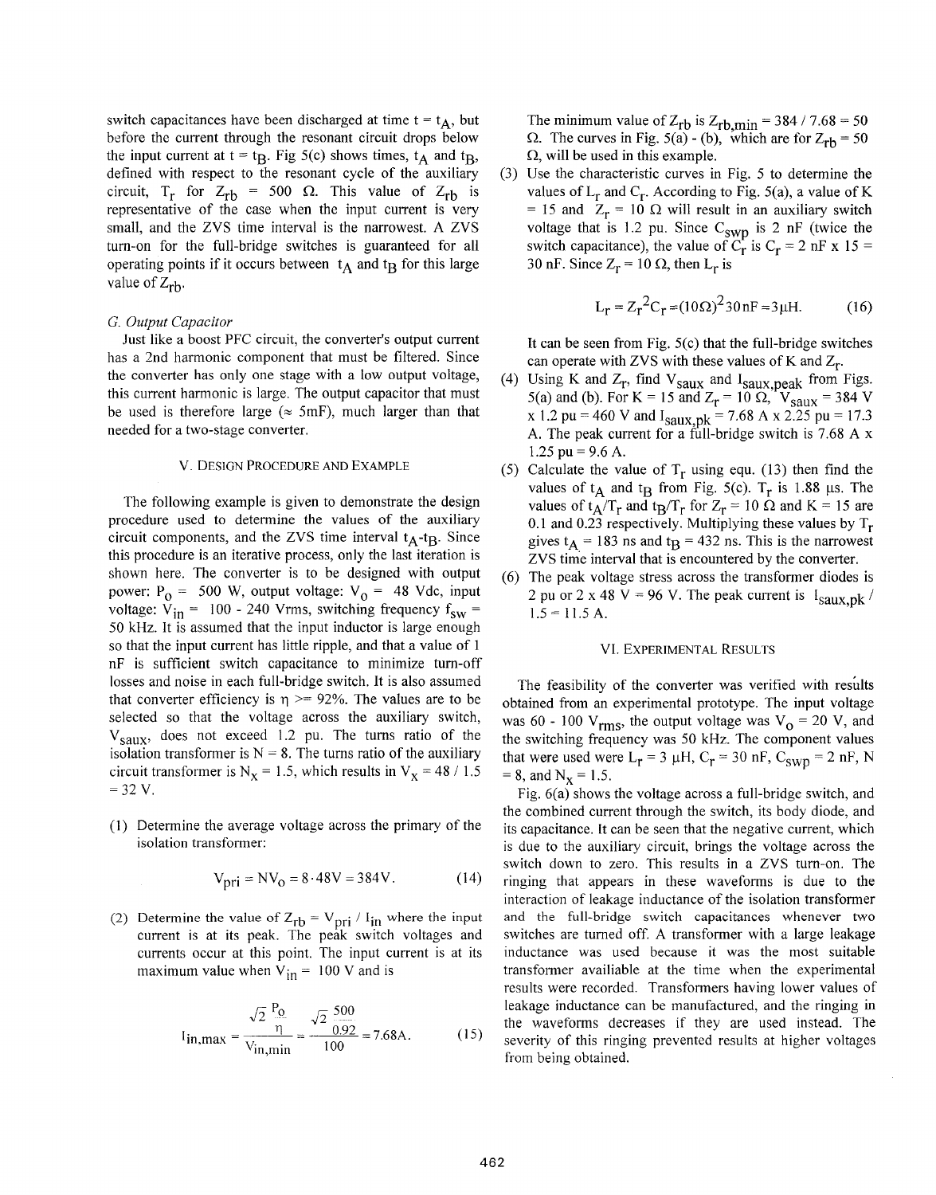switch capacitances have been discharged at time t = $t_A$, but before the current through the resonant circuit drops below the input current at t = $t_B$. Fig 5(c) shows times, $t_A$ and $t_B$, defined with respect to the resonant cycle of the auxiliary circuit, $T_r$ for $Z_{rb}$ = 500 Ω. This value of $Z_{rb}$ is representative of the case when the input current is very small, and the ZVS time interval is the narrowest. A ZVS turn-on for the full-bridge switches is guaranteed for all operating points if it occurs between $t_A$ and $t_B$ for this large value of $Z_{rb}$.

*G. Output Capacitor*

Just like a boost PFC circuit, the converter's output current has a 2nd harmonic component that must be filtered. Since the converter has only one stage with a low output voltage, this current harmonic is large. The output capacitor that must be used is therefore large (≈ 5mF), much larger than that needed for a two-stage converter.

## V. Design Procedure and Example

The following example is given to demonstrate the design procedure used to determine the values of the auxiliary circuit components, and the ZVS time interval $t_A$-$t_B$. Since this procedure is an iterative process, only the last iteration is shown here. The converter is to be designed with output power: $P_o$ = 500 W, output voltage: $V_o$ = 48 Vdc, input voltage: $V_{in}$ = 100 - 240 Vrms, switching frequency $f_{sw}$ = 50 kHz. It is assumed that the input inductor is large enough so that the input current has little ripple, and that a value of 1 nF is sufficient switch capacitance to minimize turn-off losses and noise in each full-bridge switch. It is also assumed that converter efficiency is η >= 92%. The values are to be selected so that the voltage across the auxiliary switch, $V_{saux}$, does not exceed 1.2 pu. The turns ratio of the isolation transformer is N = 8. The turns ratio of the auxiliary circuit transformer is $N_x$ = 1.5, which results in $V_x$ = 48 / 1.5 = 32 V.

(1) Determine the average voltage across the primary of the isolation transformer:

$$V_{pri} = NV_o = 8 \cdot 48\text{V} = 384\text{V}. \quad (14)$$

(2) Determine the value of $Z_{rb} = V_{pri} / I_{in}$ where the input current is at its peak. The peak switch voltages and currents occur at this point. The input current is at its maximum value when $V_{in}$ = 100 V and is

$$I_{in,max} = \frac{\sqrt{2}\,\frac{P_o}{\eta}}{V_{in,min}} = \frac{\sqrt{2}\,\frac{500}{0.92}}{100} = 7.68\text{A}. \quad (15)$$

The minimum value of $Z_{rb}$ is $Z_{rb,min}$ = 384 / 7.68 = 50 Ω. The curves in Fig. 5(a) - (b), which are for $Z_{rb}$ = 50 Ω, will be used in this example.

(3) Use the characteristic curves in Fig. 5 to determine the values of $L_r$ and $C_r$. According to Fig. 5(a), a value of K = 15 and $Z_r$ = 10 Ω will result in an auxiliary switch voltage that is 1.2 pu. Since $C_{swp}$ is 2 nF (twice the switch capacitance), the value of $C_r$ is $C_r$ = 2 nF x 15 = 30 nF. Since $Z_r$ = 10 Ω, then $L_r$ is

$$L_r = Z_r^2 C_r = (10\Omega)^2 30\text{nF} = 3\mu\text{H}. \quad (16)$$

It can be seen from Fig. 5(c) that the full-bridge switches can operate with ZVS with these values of K and $Z_r$.

(4) Using K and $Z_r$, find $V_{saux}$ and $I_{saux,peak}$ from Figs. 5(a) and (b). For K = 15 and $Z_r$ = 10 Ω, $V_{saux}$ = 384 V x 1.2 pu = 460 V and $I_{saux,pk}$ = 7.68 A x 2.25 pu = 17.3 A. The peak current for a full-bridge switch is 7.68 A x 1.25 pu = 9.6 A.

(5) Calculate the value of $T_r$ using equ. (13) then find the values of $t_A$ and $t_B$ from Fig. 5(c). $T_r$ is 1.88 μs. The values of $t_A/T_r$ and $t_B/T_r$ for $Z_r$ = 10 Ω and K = 15 are 0.1 and 0.23 respectively. Multiplying these values by $T_r$ gives $t_A$ = 183 ns and $t_B$ = 432 ns. This is the narrowest ZVS time interval that is encountered by the converter.

(6) The peak voltage stress across the transformer diodes is 2 pu or 2 x 48 V = 96 V. The peak current is $I_{saux,pk}$ / 1.5 = 11.5 A.

## VI. Experimental Results

The feasibility of the converter was verified with results obtained from an experimental prototype. The input voltage was 60 - 100 $V_{rms}$, the output voltage was $V_o$ = 20 V, and the switching frequency was 50 kHz. The component values that were used were $L_r$ = 3 μH, $C_r$ = 30 nF, $C_{swp}$ = 2 nF, N = 8, and $N_x$ = 1.5.

Fig. 6(a) shows the voltage across a full-bridge switch, and the combined current through the switch, its body diode, and its capacitance. It can be seen that the negative current, which is due to the auxiliary circuit, brings the voltage across the switch down to zero. This results in a ZVS turn-on. The ringing that appears in these waveforms is due to the interaction of leakage inductance of the isolation transformer and the full-bridge switch capacitances whenever two switches are turned off. A transformer with a large leakage inductance was used because it was the most suitable transformer availiable at the time when the experimental results were recorded. Transformers having lower values of leakage inductance can be manufactured, and the ringing in the waveforms decreases if they are used instead. The severity of this ringing prevented results at higher voltages from being obtained.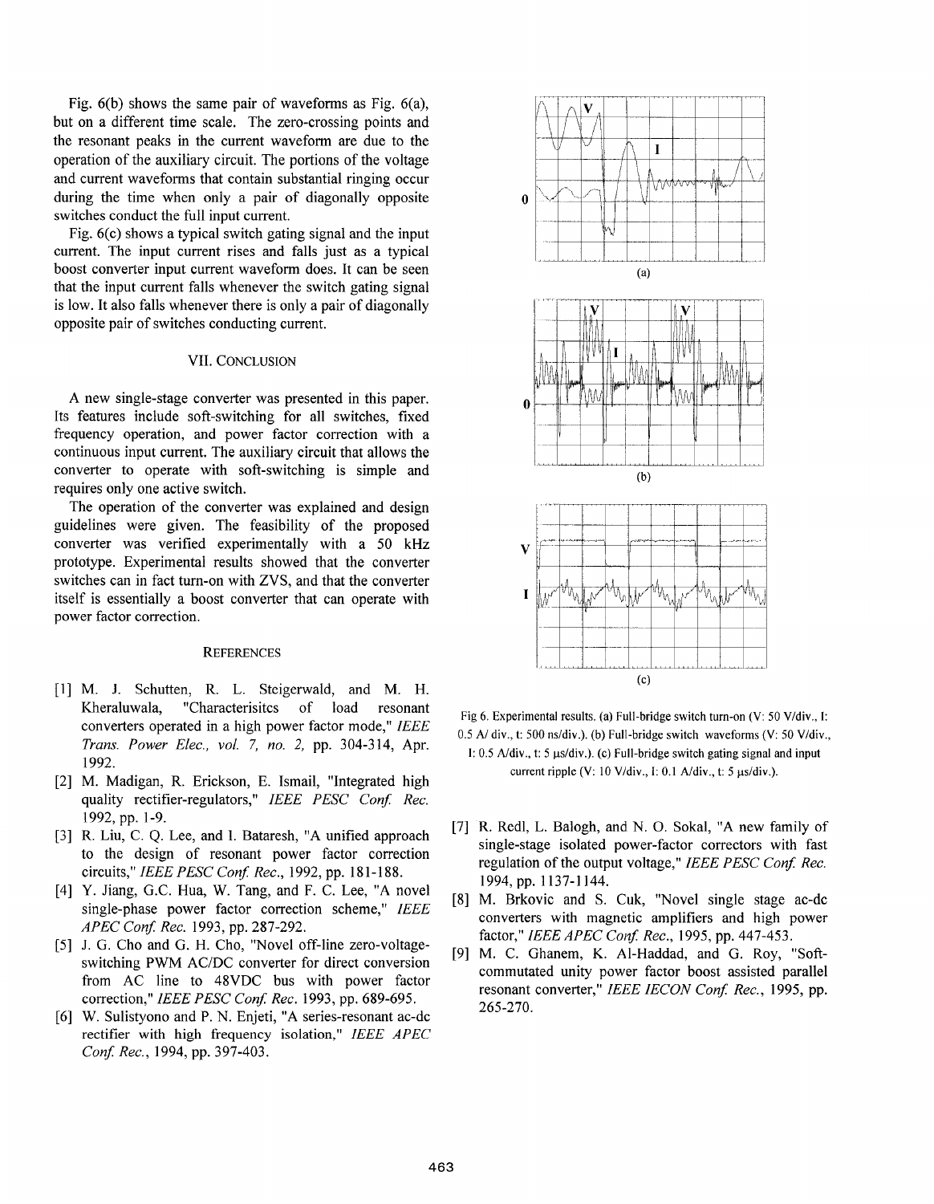Fig. 6(b) shows the same pair of waveforms as Fig. 6(a), but on a different time scale. The zero-crossing points and the resonant peaks in the current waveform are due to the operation of the auxiliary circuit. The portions of the voltage and current waveforms that contain substantial ringing occur during the time when only a pair of diagonally opposite switches conduct the full input current.

Fig. 6(c) shows a typical switch gating signal and the input current. The input current rises and falls just as a typical boost converter input current waveform does. It can be seen that the input current falls whenever the switch gating signal is low. It also falls whenever there is only a pair of diagonally opposite pair of switches conducting current.

## VII. CONCLUSION

A new single-stage converter was presented in this paper. Its features include soft-switching for all switches, fixed frequency operation, and power factor correction with a continuous input current. The auxiliary circuit that allows the converter to operate with soft-switching is simple and requires only one active switch.

The operation of the converter was explained and design guidelines were given. The feasibility of the proposed converter was verified experimentally with a 50 kHz prototype. Experimental results showed that the converter switches can in fact turn-on with ZVS, and that the converter itself is essentially a boost converter that can operate with power factor correction.

V
I
0
(a)

V
V
I
0
(b)

V
I
(c)

Fig 6. Experimental results. (a) Full-bridge switch turn-on (V: 50 V/div., I: 0.5 A/ div., t: 500 ns/div.). (b) Full-bridge switch waveforms (V: 50 V/div., I: 0.5 A/div., t: 5 μs/div.). (c) Full-bridge switch gating signal and input current ripple (V: 10 V/div., I: 0.1 A/div., t: 5 μs/div.).

## REFERENCES

[1] M. J. Schutten, R. L. Steigerwald, and M. H. Kheraluwala, "Characterisitcs of load resonant converters operated in a high power factor mode," *IEEE Trans. Power Elec., vol. 7, no. 2,* pp. 304-314, Apr. 1992.

[2] M. Madigan, R. Erickson, E. Ismail, "Integrated high quality rectifier-regulators," *IEEE PESC Conf. Rec.* 1992, pp. 1-9.

[3] R. Liu, C. Q. Lee, and I. Bataresh, "A unified approach to the design of resonant power factor correction circuits," *IEEE PESC Conf. Rec.*, 1992, pp. 181-188.

[4] Y. Jiang, G.C. Hua, W. Tang, and F. C. Lee, "A novel single-phase power factor correction scheme," *IEEE APEC Conf. Rec.* 1993, pp. 287-292.

[5] J. G. Cho and G. H. Cho, "Novel off-line zero-voltage-switching PWM AC/DC converter for direct conversion from AC line to 48VDC bus with power factor correction," *IEEE PESC Conf. Rec.* 1993, pp. 689-695.

[6] W. Sulistyono and P. N. Enjeti, "A series-resonant ac-dc rectifier with high frequency isolation," *IEEE APEC Conf. Rec.*, 1994, pp. 397-403.

[7] R. Redl, L. Balogh, and N. O. Sokal, "A new family of single-stage isolated power-factor correctors with fast regulation of the output voltage," *IEEE PESC Conf. Rec.* 1994, pp. 1137-1144.

[8] M. Brkovic and S. Cuk, "Novel single stage ac-dc converters with magnetic amplifiers and high power factor," *IEEE APEC Conf. Rec.*, 1995, pp. 447-453.

[9] M. C. Ghanem, K. Al-Haddad, and G. Roy, "Soft-commutated unity power factor boost assisted parallel resonant converter," *IEEE IECON Conf. Rec.*, 1995, pp. 265-270.